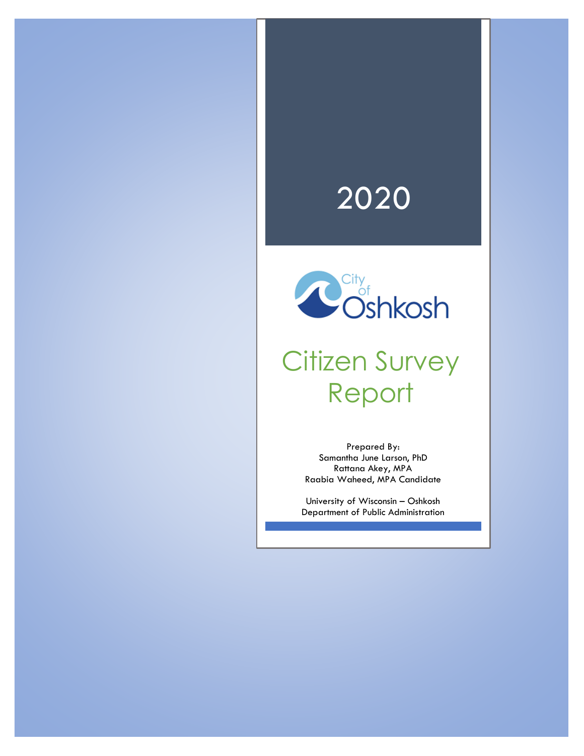# 2020

City of Oshkosh

# Citizen Survey Report

Prepared By:
Samantha June Larson, PhD
Rattana Akey, MPA
Raabia Waheed, MPA Candidate

University of Wisconsin – Oshkosh
Department of Public Administration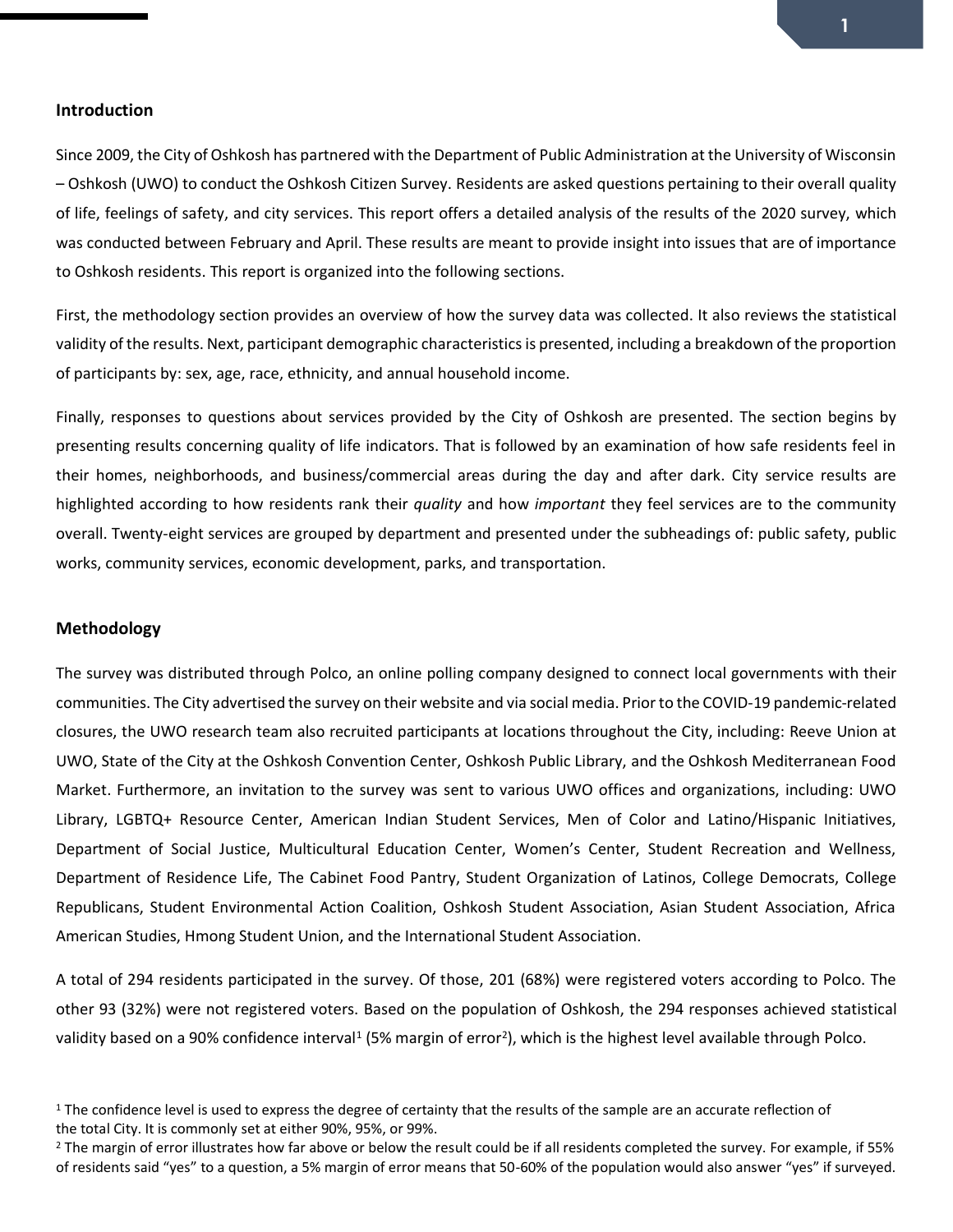## Introduction

Since 2009, the City of Oshkosh has partnered with the Department of Public Administration at the University of Wisconsin – Oshkosh (UWO) to conduct the Oshkosh Citizen Survey. Residents are asked questions pertaining to their overall quality of life, feelings of safety, and city services. This report offers a detailed analysis of the results of the 2020 survey, which was conducted between February and April. These results are meant to provide insight into issues that are of importance to Oshkosh residents. This report is organized into the following sections.

First, the methodology section provides an overview of how the survey data was collected. It also reviews the statistical validity of the results. Next, participant demographic characteristics is presented, including a breakdown of the proportion of participants by: sex, age, race, ethnicity, and annual household income.

Finally, responses to questions about services provided by the City of Oshkosh are presented. The section begins by presenting results concerning quality of life indicators. That is followed by an examination of how safe residents feel in their homes, neighborhoods, and business/commercial areas during the day and after dark. City service results are highlighted according to how residents rank their *quality* and how *important* they feel services are to the community overall. Twenty-eight services are grouped by department and presented under the subheadings of: public safety, public works, community services, economic development, parks, and transportation.

## Methodology

The survey was distributed through Polco, an online polling company designed to connect local governments with their communities. The City advertised the survey on their website and via social media. Prior to the COVID-19 pandemic-related closures, the UWO research team also recruited participants at locations throughout the City, including: Reeve Union at UWO, State of the City at the Oshkosh Convention Center, Oshkosh Public Library, and the Oshkosh Mediterranean Food Market. Furthermore, an invitation to the survey was sent to various UWO offices and organizations, including: UWO Library, LGBTQ+ Resource Center, American Indian Student Services, Men of Color and Latino/Hispanic Initiatives, Department of Social Justice, Multicultural Education Center, Women's Center, Student Recreation and Wellness, Department of Residence Life, The Cabinet Food Pantry, Student Organization of Latinos, College Democrats, College Republicans, Student Environmental Action Coalition, Oshkosh Student Association, Asian Student Association, Africa American Studies, Hmong Student Union, and the International Student Association.

A total of 294 residents participated in the survey. Of those, 201 (68%) were registered voters according to Polco. The other 93 (32%) were not registered voters. Based on the population of Oshkosh, the 294 responses achieved statistical validity based on a 90% confidence interval[1] (5% margin of error[2]), which is the highest level available through Polco.

[1] The confidence level is used to express the degree of certainty that the results of the sample are an accurate reflection of the total City. It is commonly set at either 90%, 95%, or 99%.

[2] The margin of error illustrates how far above or below the result could be if all residents completed the survey. For example, if 55% of residents said "yes" to a question, a 5% margin of error means that 50-60% of the population would also answer "yes" if surveyed.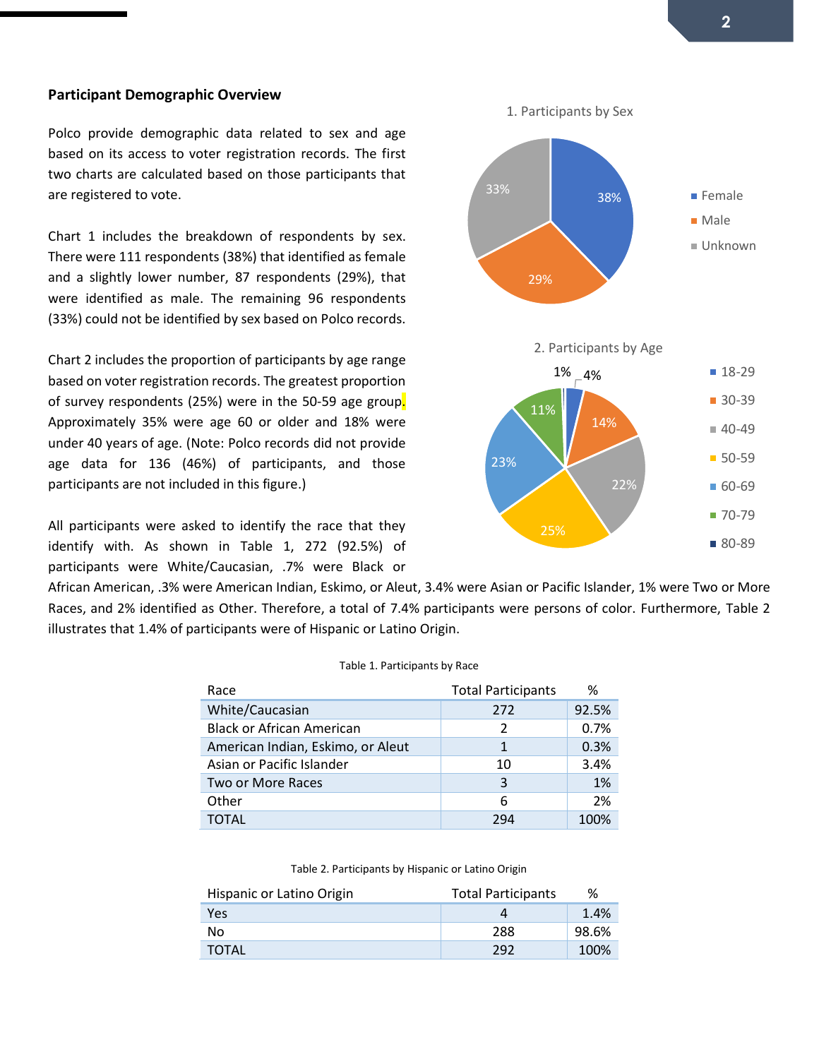## Participant Demographic Overview

Polco provide demographic data related to sex and age based on its access to voter registration records. The first two charts are calculated based on those participants that are registered to vote.

Chart 1 includes the breakdown of respondents by sex. There were 111 respondents (38%) that identified as female and a slightly lower number, 87 respondents (29%), that were identified as male. The remaining 96 respondents (33%) could not be identified by sex based on Polco records.

Chart 2 includes the proportion of participants by age range based on voter registration records. The greatest proportion of survey respondents (25%) were in the 50-59 age group. Approximately 35% were age 60 or older and 18% were under 40 years of age. (Note: Polco records did not provide age data for 136 (46%) of participants, and those participants are not included in this figure.)

1. Participants by Sex

| Sex | % |
|---|---|
| Female | 38% |
| Male | 29% |
| Unknown | 33% |

2. Participants by Age

| Age | % |
|---|---|
| 18-29 | 4% |
| 30-39 | 14% |
| 40-49 | 22% |
| 50-59 | 25% |
| 60-69 | 23% |
| 70-79 | 11% |
| 80-89 | 1% |

All participants were asked to identify the race that they identify with. As shown in Table 1, 272 (92.5%) of participants were White/Caucasian, .7% were Black or African American, .3% were American Indian, Eskimo, or Aleut, 3.4% were Asian or Pacific Islander, 1% were Two or More Races, and 2% identified as Other. Therefore, a total of 7.4% participants were persons of color. Furthermore, Table 2 illustrates that 1.4% of participants were of Hispanic or Latino Origin.

Table 1. Participants by Race

| Race | Total Participants | % |
|---|---|---|
| White/Caucasian | 272 | 92.5% |
| Black or African American | 2 | 0.7% |
| American Indian, Eskimo, or Aleut | 1 | 0.3% |
| Asian or Pacific Islander | 10 | 3.4% |
| Two or More Races | 3 | 1% |
| Other | 6 | 2% |
| TOTAL | 294 | 100% |

Table 2. Participants by Hispanic or Latino Origin

| Hispanic or Latino Origin | Total Participants | % |
|---|---|---|
| Yes | 4 | 1.4% |
| No | 288 | 98.6% |
| TOTAL | 292 | 100% |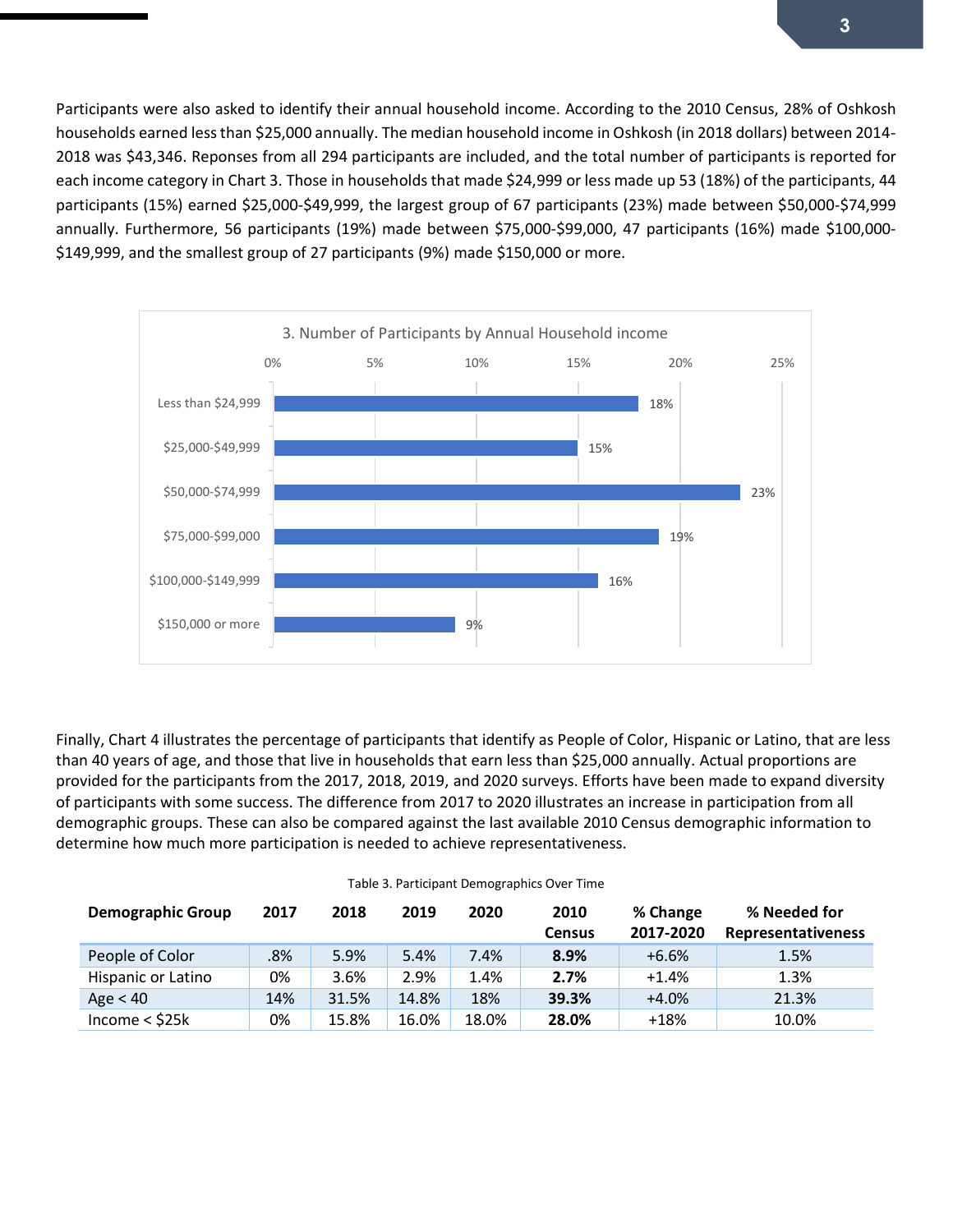Participants were also asked to identify their annual household income. According to the 2010 Census, 28% of Oshkosh households earned less than $25,000 annually. The median household income in Oshkosh (in 2018 dollars) between 2014-2018 was $43,346. Reponses from all 294 participants are included, and the total number of participants is reported for each income category in Chart 3. Those in households that made $24,999 or less made up 53 (18%) of the participants, 44 participants (15%) earned $25,000-$49,999, the largest group of 67 participants (23%) made between $50,000-$74,999 annually. Furthermore, 56 participants (19%) made between $75,000-$99,000, 47 participants (16%) made $100,000-$149,999, and the smallest group of 27 participants (9%) made $150,000 or more.

3. Number of Participants by Annual Household income

| Income | Percent |
|---|---|
| Less than $24,999 | 18% |
| $25,000-$49,999 | 15% |
| $50,000-$74,999 | 23% |
| $75,000-$99,000 | 19% |
| $100,000-$149,999 | 16% |
| $150,000 or more | 9% |

Finally, Chart 4 illustrates the percentage of participants that identify as People of Color, Hispanic or Latino, that are less than 40 years of age, and those that live in households that earn less than $25,000 annually. Actual proportions are provided for the participants from the 2017, 2018, 2019, and 2020 surveys. Efforts have been made to expand diversity of participants with some success. The difference from 2017 to 2020 illustrates an increase in participation from all demographic groups. These can also be compared against the last available 2010 Census demographic information to determine how much more participation is needed to achieve representativeness.

Table 3. Participant Demographics Over Time

| Demographic Group | 2017 | 2018 | 2019 | 2020 | 2010 Census | % Change 2017-2020 | % Needed for Representativeness |
|---|---|---|---|---|---|---|---|
| People of Color | .8% | 5.9% | 5.4% | 7.4% | **8.9%** | +6.6% | 1.5% |
| Hispanic or Latino | 0% | 3.6% | 2.9% | 1.4% | **2.7%** | +1.4% | 1.3% |
| Age < 40 | 14% | 31.5% | 14.8% | 18% | **39.3%** | +4.0% | 21.3% |
| Income < $25k | 0% | 15.8% | 16.0% | 18.0% | **28.0%** | +18% | 10.0% |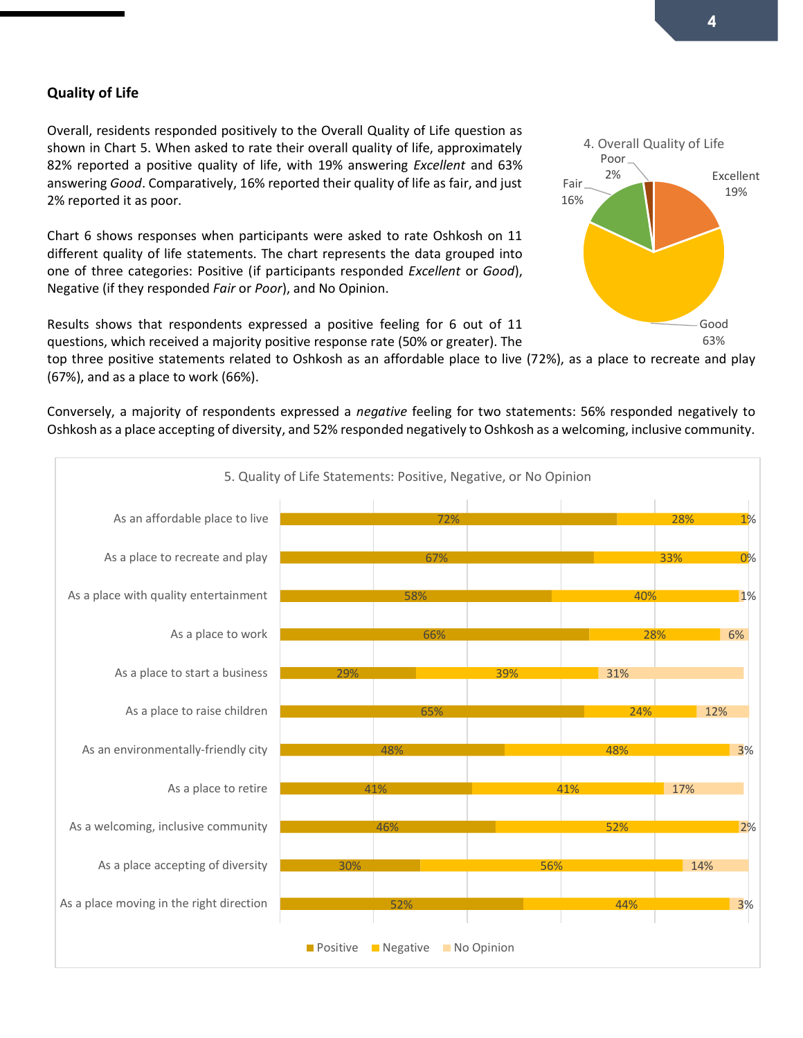## Quality of Life

Overall, residents responded positively to the Overall Quality of Life question as shown in Chart 5. When asked to rate their overall quality of life, approximately 82% reported a positive quality of life, with 19% answering *Excellent* and 63% answering *Good*. Comparatively, 16% reported their quality of life as fair, and just 2% reported it as poor.

4. Overall Quality of Life

| Rating | Percent |
|---|---|
| Excellent | 19% |
| Good | 63% |
| Fair | 16% |
| Poor | 2% |

Chart 6 shows responses when participants were asked to rate Oshkosh on 11 different quality of life statements. The chart represents the data grouped into one of three categories: Positive (if participants responded *Excellent* or *Good*), Negative (if they responded *Fair* or *Poor*), and No Opinion.

Results shows that respondents expressed a positive feeling for 6 out of 11 questions, which received a majority positive response rate (50% or greater). The top three positive statements related to Oshkosh as an affordable place to live (72%), as a place to recreate and play (67%), and as a place to work (66%).

Conversely, a majority of respondents expressed a *negative* feeling for two statements: 56% responded negatively to Oshkosh as a place accepting of diversity, and 52% responded negatively to Oshkosh as a welcoming, inclusive community.

5. Quality of Life Statements: Positive, Negative, or No Opinion

| Statement | Positive | Negative | No Opinion |
|---|---|---|---|
| As an affordable place to live | 72% | 28% | 1% |
| As a place to recreate and play | 67% | 33% | 0% |
| As a place with quality entertainment | 58% | 40% | 1% |
| As a place to work | 66% | 28% | 6% |
| As a place to start a business | 29% | 39% | 31% |
| As a place to raise children | 65% | 24% | 12% |
| As an environmentally-friendly city | 48% | 48% | 3% |
| As a place to retire | 41% | 41% | 17% |
| As a welcoming, inclusive community | 46% | 52% | 2% |
| As a place accepting of diversity | 30% | 56% | 14% |
| As a place moving in the right direction | 52% | 44% | 3% |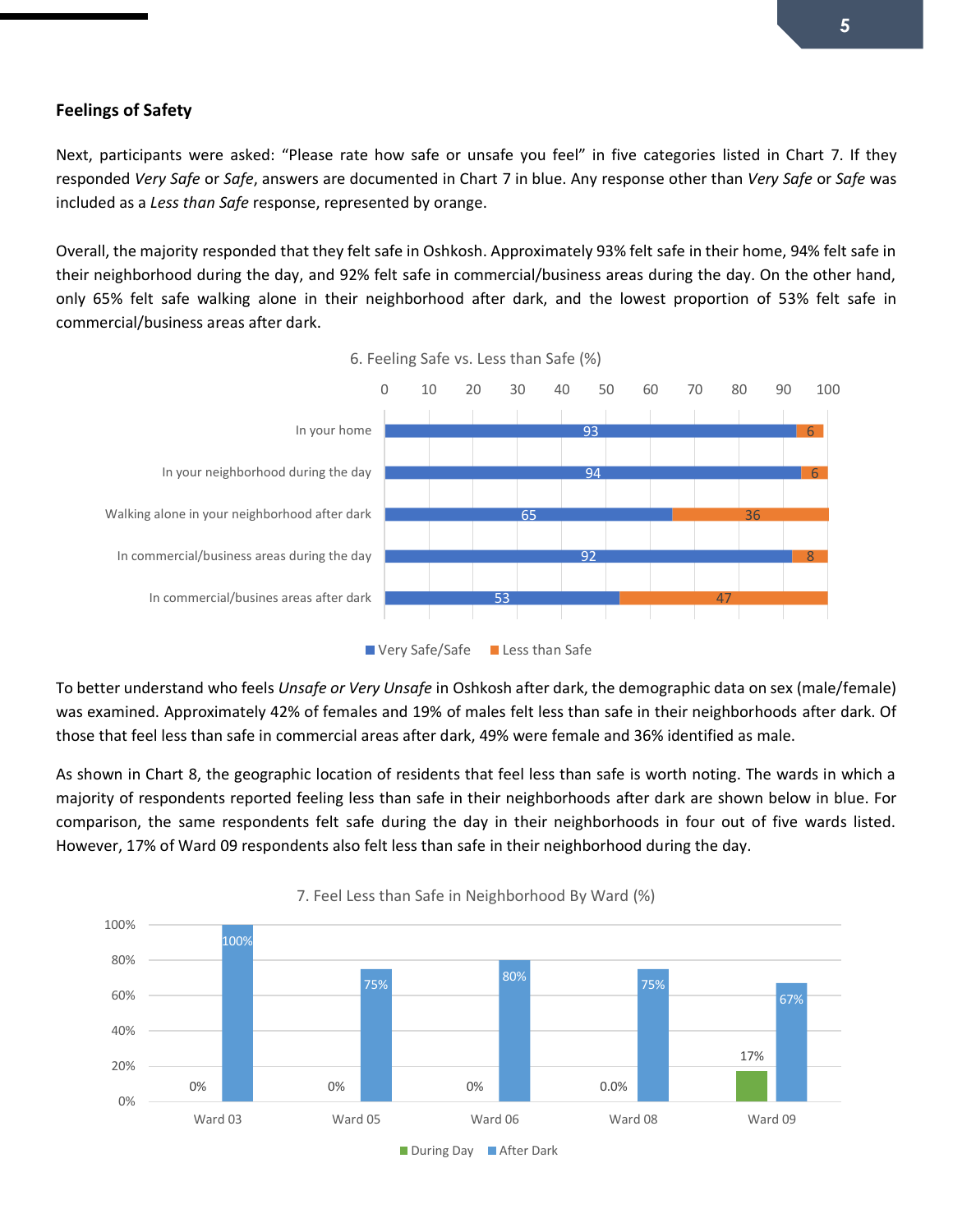### Feelings of Safety

Next, participants were asked: "Please rate how safe or unsafe you feel" in five categories listed in Chart 7. If they responded *Very Safe* or *Safe*, answers are documented in Chart 7 in blue. Any response other than *Very Safe* or *Safe* was included as a *Less than Safe* response, represented by orange.

Overall, the majority responded that they felt safe in Oshkosh. Approximately 93% felt safe in their home, 94% felt safe in their neighborhood during the day, and 92% felt safe in commercial/business areas during the day. On the other hand, only 65% felt safe walking alone in their neighborhood after dark, and the lowest proportion of 53% felt safe in commercial/business areas after dark.

6. Feeling Safe vs. Less than Safe (%)

| | Very Safe/Safe | Less than Safe |
|---|---|---|
| In your home | 93 | 6 |
| In your neighborhood during the day | 94 | 6 |
| Walking alone in your neighborhood after dark | 65 | 36 |
| In commercial/business areas during the day | 92 | 8 |
| In commercial/busines areas after dark | 53 | 47 |

To better understand who feels *Unsafe or Very Unsafe* in Oshkosh after dark, the demographic data on sex (male/female) was examined. Approximately 42% of females and 19% of males felt less than safe in their neighborhoods after dark. Of those that feel less than safe in commercial areas after dark, 49% were female and 36% identified as male.

As shown in Chart 8, the geographic location of residents that feel less than safe is worth noting. The wards in which a majority of respondents reported feeling less than safe in their neighborhoods after dark are shown below in blue. For comparison, the same respondents felt safe during the day in their neighborhoods in four out of five wards listed. However, 17% of Ward 09 respondents also felt less than safe in their neighborhood during the day.

7. Feel Less than Safe in Neighborhood By Ward (%)

| | During Day | After Dark |
|---|---|---|
| Ward 03 | 0% | 100% |
| Ward 05 | 0% | 75% |
| Ward 06 | 0% | 80% |
| Ward 08 | 0.0% | 75% |
| Ward 09 | 17% | 67% |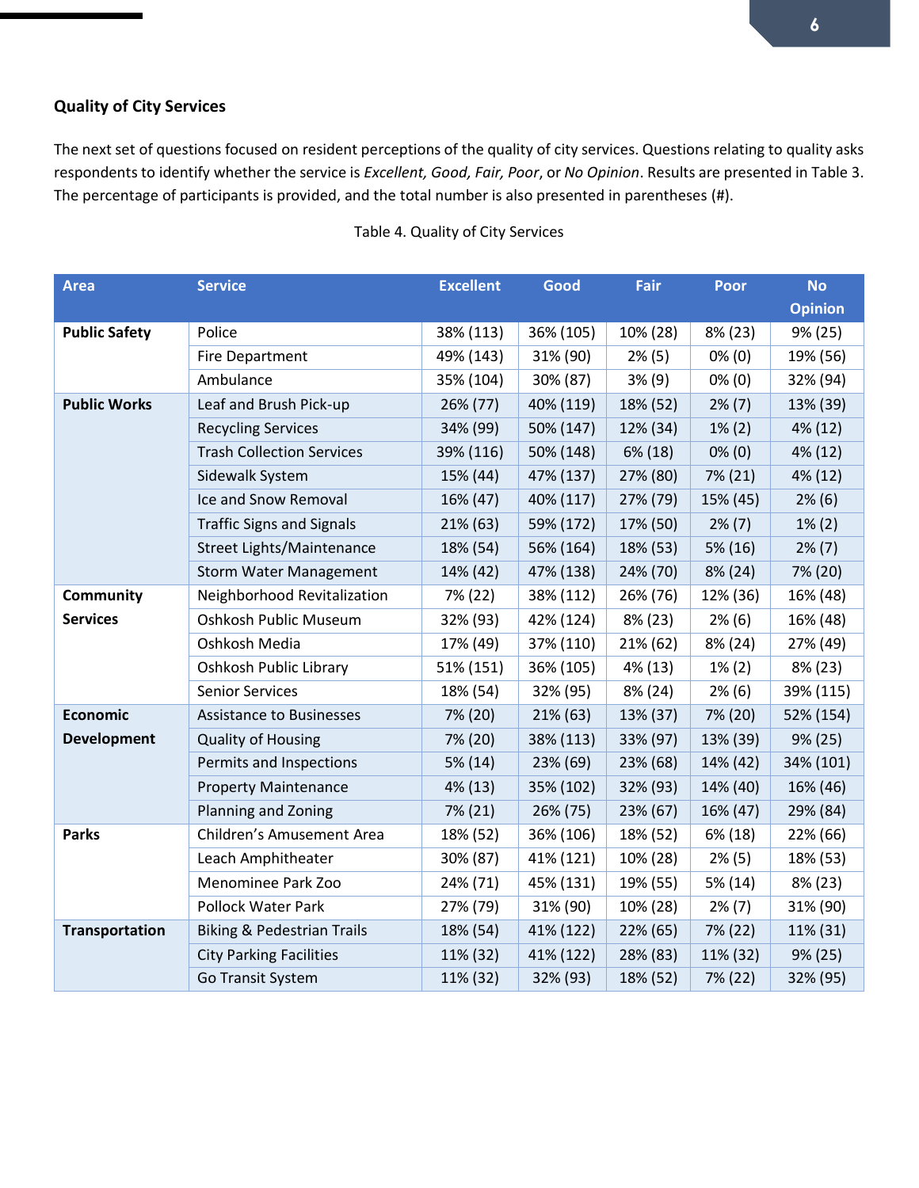### Quality of City Services

The next set of questions focused on resident perceptions of the quality of city services. Questions relating to quality asks respondents to identify whether the service is *Excellent, Good, Fair, Poor*, or *No Opinion*. Results are presented in Table 3. The percentage of participants is provided, and the total number is also presented in parentheses (#).

Table 4. Quality of City Services

| Area | Service | Excellent | Good | Fair | Poor | No Opinion |
|---|---|---|---|---|---|---|
| **Public Safety** | Police | 38% (113) | 36% (105) | 10% (28) | 8% (23) | 9% (25) |
| | Fire Department | 49% (143) | 31% (90) | 2% (5) | 0% (0) | 19% (56) |
| | Ambulance | 35% (104) | 30% (87) | 3% (9) | 0% (0) | 32% (94) |
| **Public Works** | Leaf and Brush Pick-up | 26% (77) | 40% (119) | 18% (52) | 2% (7) | 13% (39) |
| | Recycling Services | 34% (99) | 50% (147) | 12% (34) | 1% (2) | 4% (12) |
| | Trash Collection Services | 39% (116) | 50% (148) | 6% (18) | 0% (0) | 4% (12) |
| | Sidewalk System | 15% (44) | 47% (137) | 27% (80) | 7% (21) | 4% (12) |
| | Ice and Snow Removal | 16% (47) | 40% (117) | 27% (79) | 15% (45) | 2% (6) |
| | Traffic Signs and Signals | 21% (63) | 59% (172) | 17% (50) | 2% (7) | 1% (2) |
| | Street Lights/Maintenance | 18% (54) | 56% (164) | 18% (53) | 5% (16) | 2% (7) |
| | Storm Water Management | 14% (42) | 47% (138) | 24% (70) | 8% (24) | 7% (20) |
| **Community Services** | Neighborhood Revitalization | 7% (22) | 38% (112) | 26% (76) | 12% (36) | 16% (48) |
| | Oshkosh Public Museum | 32% (93) | 42% (124) | 8% (23) | 2% (6) | 16% (48) |
| | Oshkosh Media | 17% (49) | 37% (110) | 21% (62) | 8% (24) | 27% (49) |
| | Oshkosh Public Library | 51% (151) | 36% (105) | 4% (13) | 1% (2) | 8% (23) |
| | Senior Services | 18% (54) | 32% (95) | 8% (24) | 2% (6) | 39% (115) |
| **Economic Development** | Assistance to Businesses | 7% (20) | 21% (63) | 13% (37) | 7% (20) | 52% (154) |
| | Quality of Housing | 7% (20) | 38% (113) | 33% (97) | 13% (39) | 9% (25) |
| | Permits and Inspections | 5% (14) | 23% (69) | 23% (68) | 14% (42) | 34% (101) |
| | Property Maintenance | 4% (13) | 35% (102) | 32% (93) | 14% (40) | 16% (46) |
| | Planning and Zoning | 7% (21) | 26% (75) | 23% (67) | 16% (47) | 29% (84) |
| **Parks** | Children's Amusement Area | 18% (52) | 36% (106) | 18% (52) | 6% (18) | 22% (66) |
| | Leach Amphitheater | 30% (87) | 41% (121) | 10% (28) | 2% (5) | 18% (53) |
| | Menominee Park Zoo | 24% (71) | 45% (131) | 19% (55) | 5% (14) | 8% (23) |
| | Pollock Water Park | 27% (79) | 31% (90) | 10% (28) | 2% (7) | 31% (90) |
| **Transportation** | Biking & Pedestrian Trails | 18% (54) | 41% (122) | 22% (65) | 7% (22) | 11% (31) |
| | City Parking Facilities | 11% (32) | 41% (122) | 28% (83) | 11% (32) | 9% (25) |
| | Go Transit System | 11% (32) | 32% (93) | 18% (52) | 7% (22) | 32% (95) |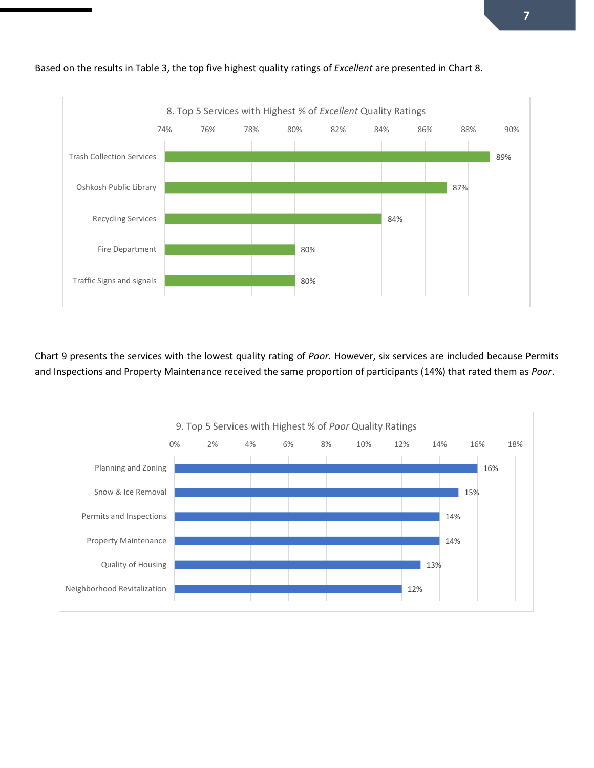Based on the results in Table 3, the top five highest quality ratings of *Excellent* are presented in Chart 8.

**8. Top 5 Services with Highest % of *Excellent* Quality Ratings**

| Service | % |
|---|---|
| Trash Collection Services | 89% |
| Oshkosh Public Library | 87% |
| Recycling Services | 84% |
| Fire Department | 80% |
| Traffic Signs and signals | 80% |

Chart 9 presents the services with the lowest quality rating of *Poor.* However, six services are included because Permits and Inspections and Property Maintenance received the same proportion of participants (14%) that rated them as *Poor*.

**9. Top 5 Services with Highest % of *Poor* Quality Ratings**

| Service | % |
|---|---|
| Planning and Zoning | 16% |
| Snow & Ice Removal | 15% |
| Permits and Inspections | 14% |
| Property Maintenance | 14% |
| Quality of Housing | 13% |
| Neighborhood Revitalization | 12% |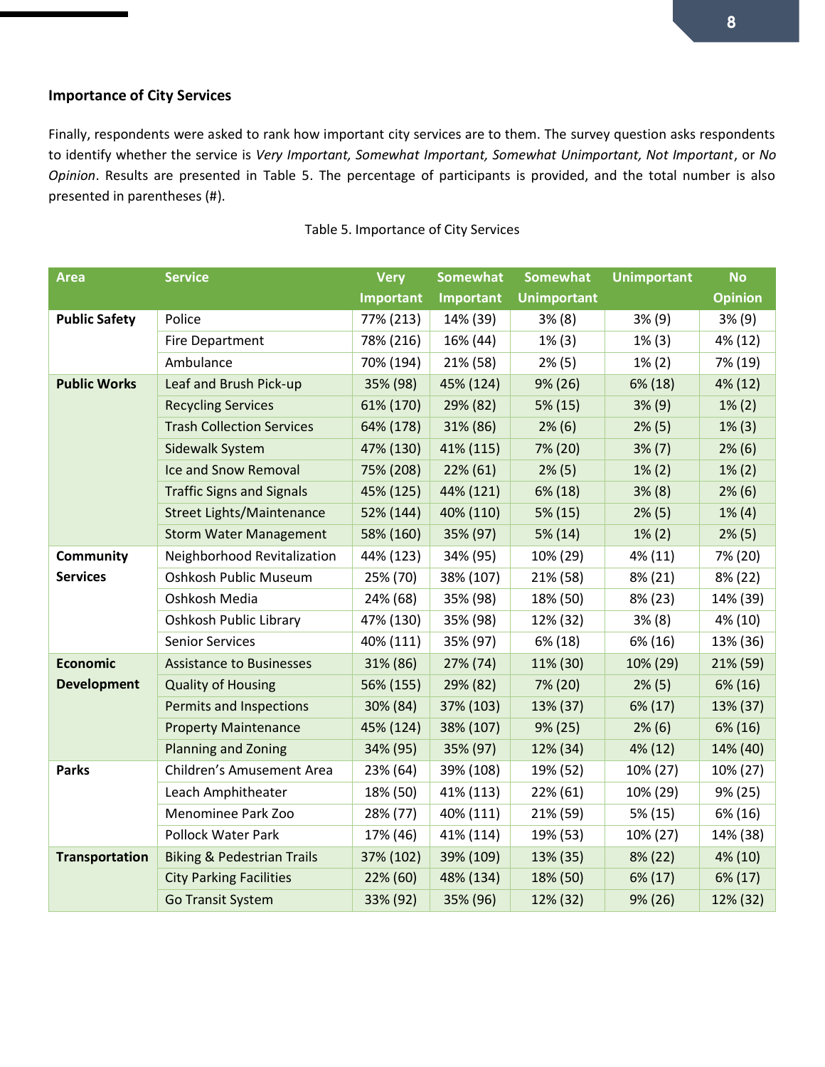### Importance of City Services

Finally, respondents were asked to rank how important city services are to them. The survey question asks respondents to identify whether the service is *Very Important, Somewhat Important, Somewhat Unimportant, Not Important*, or *No Opinion*. Results are presented in Table 5. The percentage of participants is provided, and the total number is also presented in parentheses (#).

Table 5. Importance of City Services

| Area | Service | Very Important | Somewhat Important | Somewhat Unimportant | Unimportant | No Opinion |
|---|---|---|---|---|---|---|
| **Public Safety** | Police | 77% (213) | 14% (39) | 3% (8) | 3% (9) | 3% (9) |
| | Fire Department | 78% (216) | 16% (44) | 1% (3) | 1% (3) | 4% (12) |
| | Ambulance | 70% (194) | 21% (58) | 2% (5) | 1% (2) | 7% (19) |
| **Public Works** | Leaf and Brush Pick-up | 35% (98) | 45% (124) | 9% (26) | 6% (18) | 4% (12) |
| | Recycling Services | 61% (170) | 29% (82) | 5% (15) | 3% (9) | 1% (2) |
| | Trash Collection Services | 64% (178) | 31% (86) | 2% (6) | 2% (5) | 1% (3) |
| | Sidewalk System | 47% (130) | 41% (115) | 7% (20) | 3% (7) | 2% (6) |
| | Ice and Snow Removal | 75% (208) | 22% (61) | 2% (5) | 1% (2) | 1% (2) |
| | Traffic Signs and Signals | 45% (125) | 44% (121) | 6% (18) | 3% (8) | 2% (6) |
| | Street Lights/Maintenance | 52% (144) | 40% (110) | 5% (15) | 2% (5) | 1% (4) |
| | Storm Water Management | 58% (160) | 35% (97) | 5% (14) | 1% (2) | 2% (5) |
| **Community Services** | Neighborhood Revitalization | 44% (123) | 34% (95) | 10% (29) | 4% (11) | 7% (20) |
| | Oshkosh Public Museum | 25% (70) | 38% (107) | 21% (58) | 8% (21) | 8% (22) |
| | Oshkosh Media | 24% (68) | 35% (98) | 18% (50) | 8% (23) | 14% (39) |
| | Oshkosh Public Library | 47% (130) | 35% (98) | 12% (32) | 3% (8) | 4% (10) |
| | Senior Services | 40% (111) | 35% (97) | 6% (18) | 6% (16) | 13% (36) |
| **Economic Development** | Assistance to Businesses | 31% (86) | 27% (74) | 11% (30) | 10% (29) | 21% (59) |
| | Quality of Housing | 56% (155) | 29% (82) | 7% (20) | 2% (5) | 6% (16) |
| | Permits and Inspections | 30% (84) | 37% (103) | 13% (37) | 6% (17) | 13% (37) |
| | Property Maintenance | 45% (124) | 38% (107) | 9% (25) | 2% (6) | 6% (16) |
| | Planning and Zoning | 34% (95) | 35% (97) | 12% (34) | 4% (12) | 14% (40) |
| **Parks** | Children's Amusement Area | 23% (64) | 39% (108) | 19% (52) | 10% (27) | 10% (27) |
| | Leach Amphitheater | 18% (50) | 41% (113) | 22% (61) | 10% (29) | 9% (25) |
| | Menominee Park Zoo | 28% (77) | 40% (111) | 21% (59) | 5% (15) | 6% (16) |
| | Pollock Water Park | 17% (46) | 41% (114) | 19% (53) | 10% (27) | 14% (38) |
| **Transportation** | Biking & Pedestrian Trails | 37% (102) | 39% (109) | 13% (35) | 8% (22) | 4% (10) |
| | City Parking Facilities | 22% (60) | 48% (134) | 18% (50) | 6% (17) | 6% (17) |
| | Go Transit System | 33% (92) | 35% (96) | 12% (32) | 9% (26) | 12% (32) |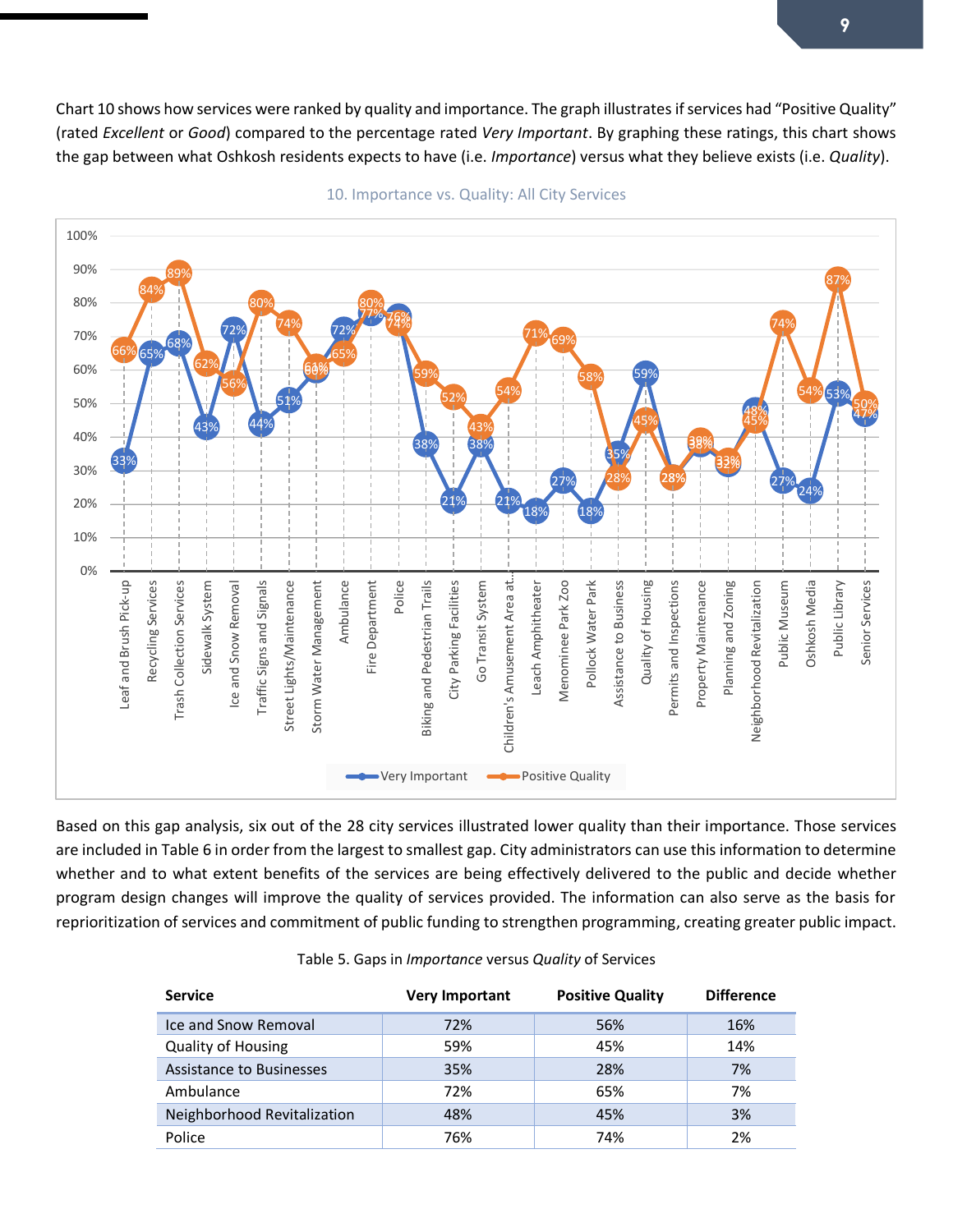Chart 10 shows how services were ranked by quality and importance. The graph illustrates if services had "Positive Quality" (rated *Excellent* or *Good*) compared to the percentage rated *Very Important*. By graphing these ratings, this chart shows the gap between what Oshkosh residents expects to have (i.e. *Importance*) versus what they believe exists (i.e. *Quality*).

10. Importance vs. Quality: All City Services

| Service | Very Important | Positive Quality |
| --- | --- | --- |
| Leaf and Brush Pick-up | 33% | 66% |
| Recycling Services | 65% | 84% |
| Trash Collection Services | 68% | 89% |
| Sidewalk System | 43% | 62% |
| Ice and Snow Removal | 72% | 56% |
| Traffic Signs and Signals | 44% | 80% |
| Street Lights/Maintenance | 51% | 74% |
| Storm Water Management | 60% | 61% |
| Ambulance | 72% | 65% |
| Fire Department | 77% | 80% |
| Police | 76% | 74% |
| Biking and Pedestrian Trails | 38% | 59% |
| City Parking Facilities | 21% | 52% |
| Go Transit System | 38% | 43% |
| Children's Amusement Area at... | 21% | 54% |
| Leach Amphitheater | 18% | 71% |
| Menominee Park Zoo | 27% | 69% |
| Pollock Water Park | 18% | 58% |
| Assistance to Business | 35% | 28% |
| Quality of Housing | 59% | 45% |
| Permits and Inspections | 28% | 28% |
| Property Maintenance | 38% | 38% |
| Planning and Zoning | 32% | 33% |
| Neighborhood Revitalization | 48% | 45% |
| Public Museum | 27% | 74% |
| Oshkosh Media | 24% | 54% |
| Public Library | 53% | 87% |
| Senior Services | 47% | 50% |

Based on this gap analysis, six out of the 28 city services illustrated lower quality than their importance. Those services are included in Table 6 in order from the largest to smallest gap. City administrators can use this information to determine whether and to what extent benefits of the services are being effectively delivered to the public and decide whether program design changes will improve the quality of services provided. The information can also serve as the basis for reprioritization of services and commitment of public funding to strengthen programming, creating greater public impact.

Table 5. Gaps in *Importance* versus *Quality* of Services

| Service | Very Important | Positive Quality | Difference |
| --- | --- | --- | --- |
| Ice and Snow Removal | 72% | 56% | 16% |
| Quality of Housing | 59% | 45% | 14% |
| Assistance to Businesses | 35% | 28% | 7% |
| Ambulance | 72% | 65% | 7% |
| Neighborhood Revitalization | 48% | 45% | 3% |
| Police | 76% | 74% | 2% |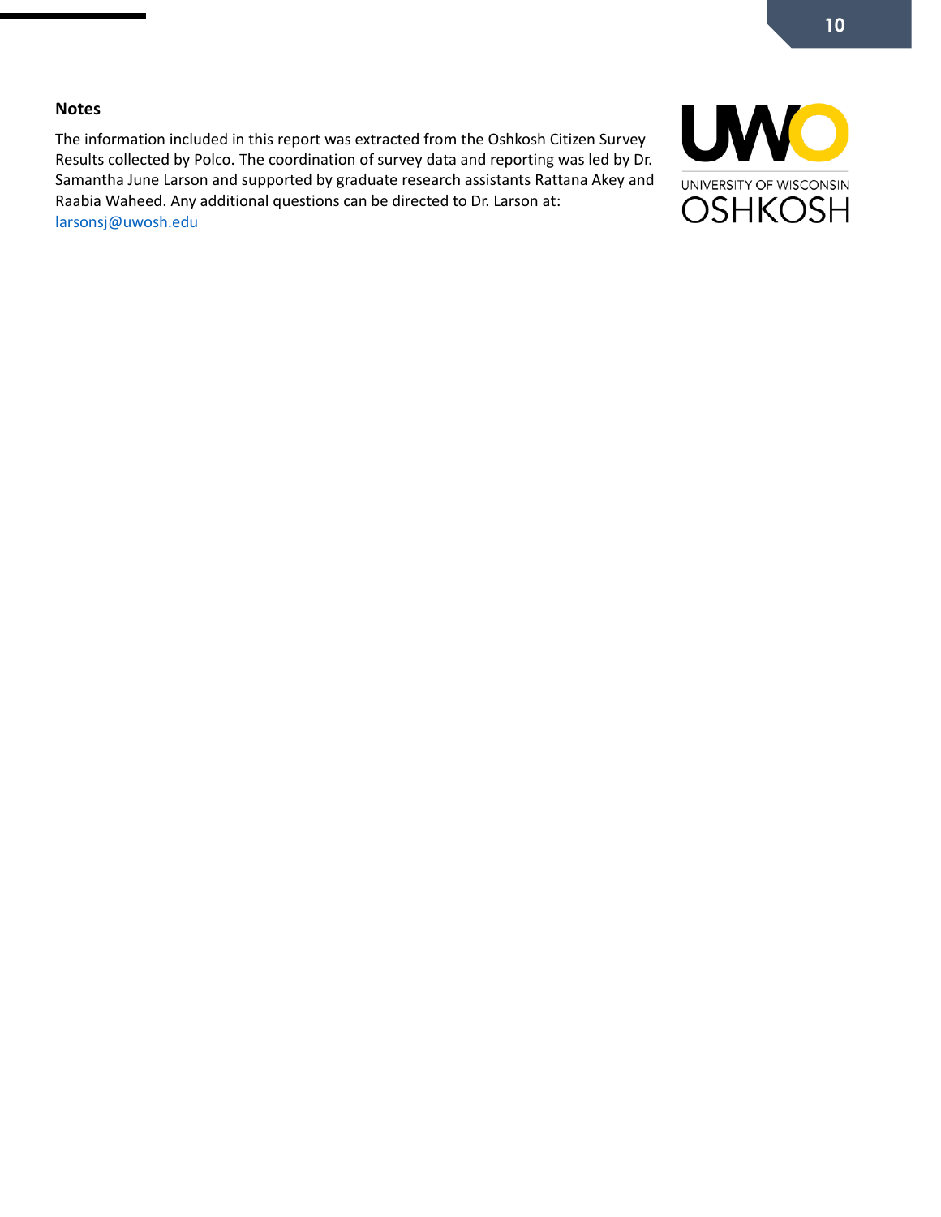## Notes

The information included in this report was extracted from the Oshkosh Citizen Survey Results collected by Polco. The coordination of survey data and reporting was led by Dr. Samantha June Larson and supported by graduate research assistants Rattana Akey and Raabia Waheed. Any additional questions can be directed to Dr. Larson at: larsonsj@uwosh.edu

UWO
UNIVERSITY OF WISCONSIN
OSHKOSH